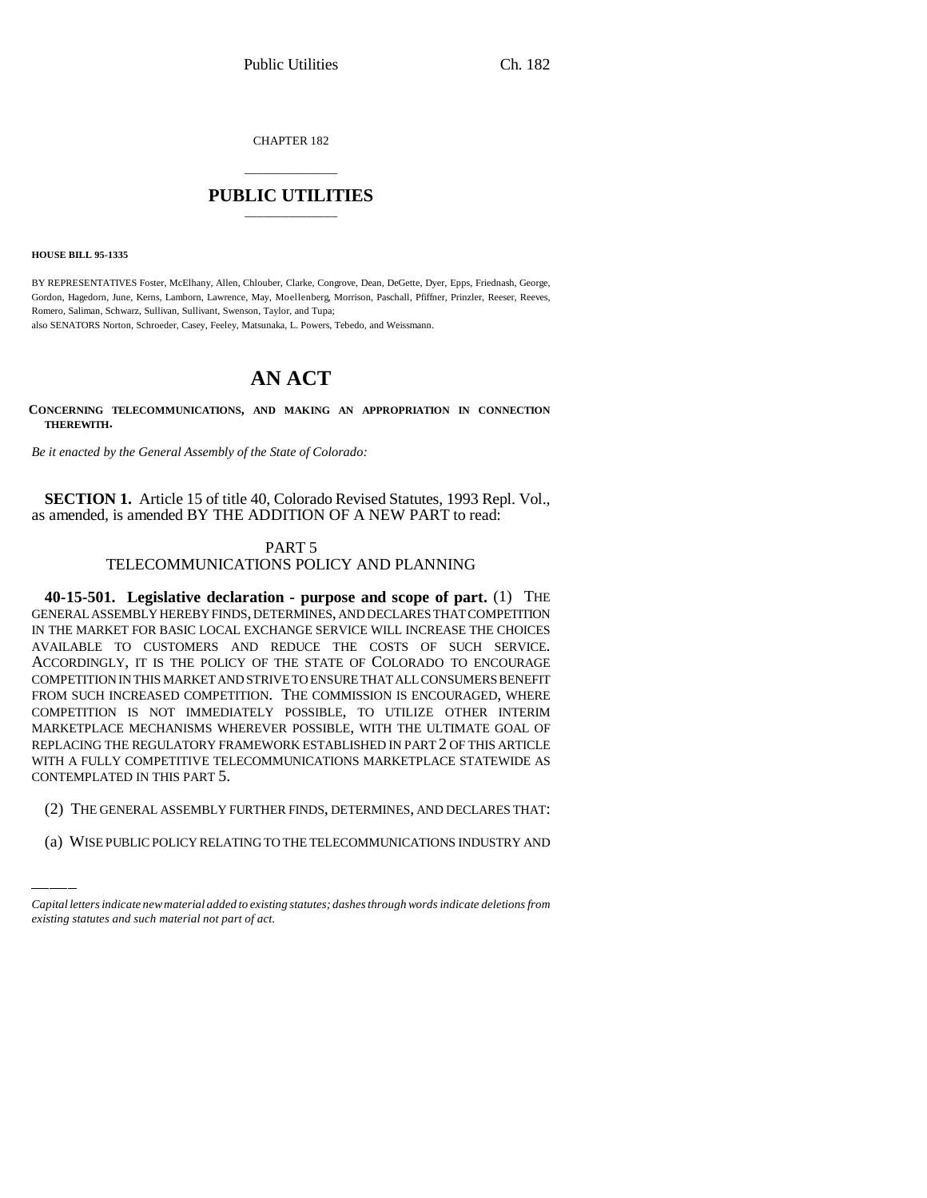CHAPTER 182

# PUBLIC UTILITIES

**HOUSE BILL 95-1335**

BY REPRESENTATIVES Foster, McElhany, Allen, Chlouber, Clarke, Congrove, Dean, DeGette, Dyer, Epps, Friednash, George, Gordon, Hagedorn, June, Kerns, Lamborn, Lawrence, May, Moellenberg, Morrison, Paschall, Pfiffner, Prinzler, Reeser, Reeves, Romero, Saliman, Schwarz, Sullivan, Sullivant, Swenson, Taylor, and Tupa;
also SENATORS Norton, Schroeder, Casey, Feeley, Matsunaka, L. Powers, Tebedo, and Weissmann.

# AN ACT

**CONCERNING TELECOMMUNICATIONS, AND MAKING AN APPROPRIATION IN CONNECTION THEREWITH.**

*Be it enacted by the General Assembly of the State of Colorado:*

**SECTION 1.** Article 15 of title 40, Colorado Revised Statutes, 1993 Repl. Vol., as amended, is amended BY THE ADDITION OF A NEW PART to read:

PART 5
TELECOMMUNICATIONS POLICY AND PLANNING

**40-15-501. Legislative declaration - purpose and scope of part.** (1) THE GENERAL ASSEMBLY HEREBY FINDS, DETERMINES, AND DECLARES THAT COMPETITION IN THE MARKET FOR BASIC LOCAL EXCHANGE SERVICE WILL INCREASE THE CHOICES AVAILABLE TO CUSTOMERS AND REDUCE THE COSTS OF SUCH SERVICE. ACCORDINGLY, IT IS THE POLICY OF THE STATE OF COLORADO TO ENCOURAGE COMPETITION IN THIS MARKET AND STRIVE TO ENSURE THAT ALL CONSUMERS BENEFIT FROM SUCH INCREASED COMPETITION. THE COMMISSION IS ENCOURAGED, WHERE COMPETITION IS NOT IMMEDIATELY POSSIBLE, TO UTILIZE OTHER INTERIM MARKETPLACE MECHANISMS WHEREVER POSSIBLE, WITH THE ULTIMATE GOAL OF REPLACING THE REGULATORY FRAMEWORK ESTABLISHED IN PART 2 OF THIS ARTICLE WITH A FULLY COMPETITIVE TELECOMMUNICATIONS MARKETPLACE STATEWIDE AS CONTEMPLATED IN THIS PART 5.

(2) THE GENERAL ASSEMBLY FURTHER FINDS, DETERMINES, AND DECLARES THAT:

(a) WISE PUBLIC POLICY RELATING TO THE TELECOMMUNICATIONS INDUSTRY AND

*Capital letters indicate new material added to existing statutes; dashes through words indicate deletions from existing statutes and such material not part of act.*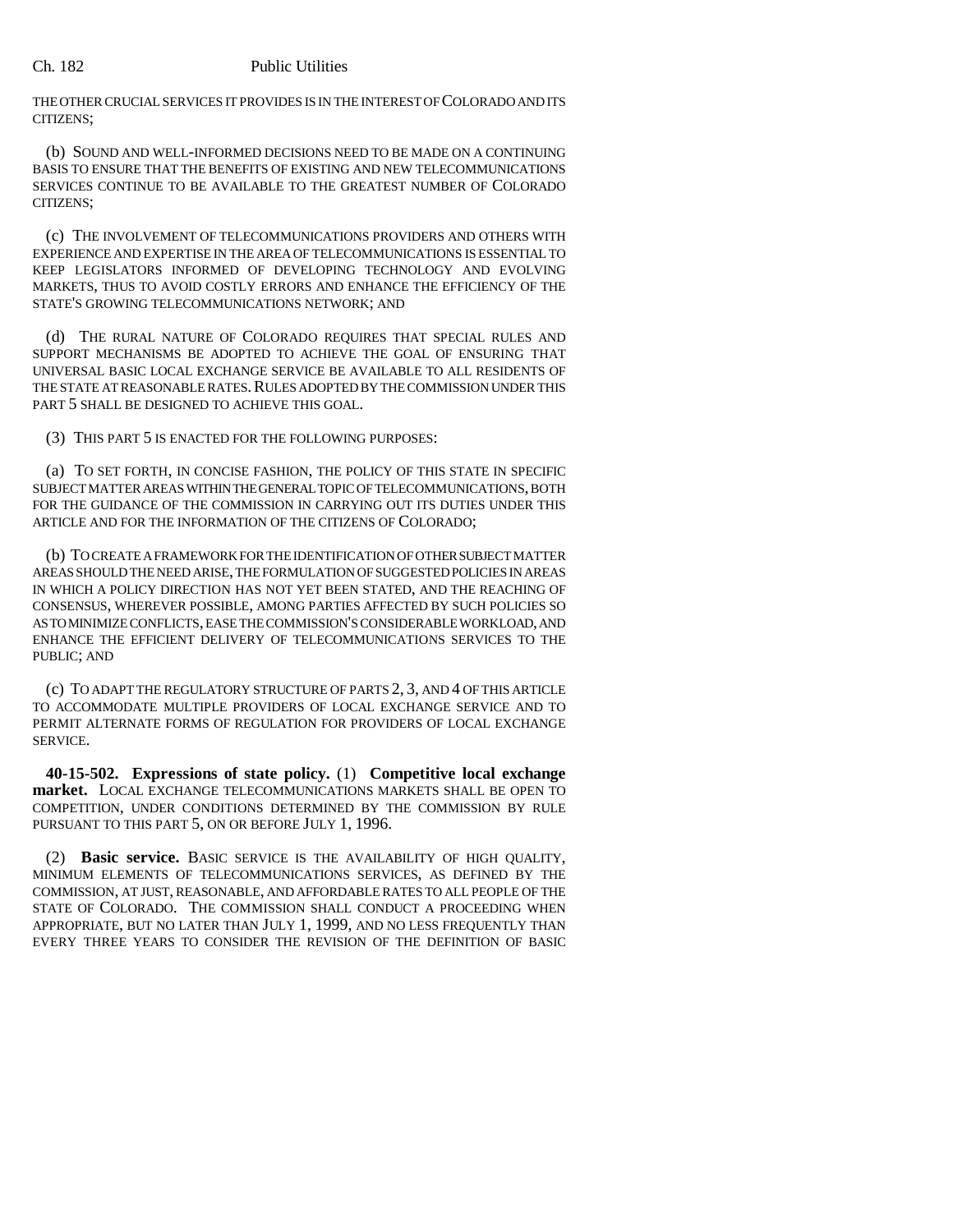THE OTHER CRUCIAL SERVICES IT PROVIDES IS IN THE INTEREST OF COLORADO AND ITS CITIZENS;

(b) SOUND AND WELL-INFORMED DECISIONS NEED TO BE MADE ON A CONTINUING BASIS TO ENSURE THAT THE BENEFITS OF EXISTING AND NEW TELECOMMUNICATIONS SERVICES CONTINUE TO BE AVAILABLE TO THE GREATEST NUMBER OF COLORADO CITIZENS;

(c) THE INVOLVEMENT OF TELECOMMUNICATIONS PROVIDERS AND OTHERS WITH EXPERIENCE AND EXPERTISE IN THE AREA OF TELECOMMUNICATIONS IS ESSENTIAL TO KEEP LEGISLATORS INFORMED OF DEVELOPING TECHNOLOGY AND EVOLVING MARKETS, THUS TO AVOID COSTLY ERRORS AND ENHANCE THE EFFICIENCY OF THE STATE'S GROWING TELECOMMUNICATIONS NETWORK; AND

(d) THE RURAL NATURE OF COLORADO REQUIRES THAT SPECIAL RULES AND SUPPORT MECHANISMS BE ADOPTED TO ACHIEVE THE GOAL OF ENSURING THAT UNIVERSAL BASIC LOCAL EXCHANGE SERVICE BE AVAILABLE TO ALL RESIDENTS OF THE STATE AT REASONABLE RATES. RULES ADOPTED BY THE COMMISSION UNDER THIS PART 5 SHALL BE DESIGNED TO ACHIEVE THIS GOAL.

(3) THIS PART 5 IS ENACTED FOR THE FOLLOWING PURPOSES:

(a) TO SET FORTH, IN CONCISE FASHION, THE POLICY OF THIS STATE IN SPECIFIC SUBJECT MATTER AREAS WITHIN THE GENERAL TOPIC OF TELECOMMUNICATIONS, BOTH FOR THE GUIDANCE OF THE COMMISSION IN CARRYING OUT ITS DUTIES UNDER THIS ARTICLE AND FOR THE INFORMATION OF THE CITIZENS OF COLORADO;

(b) TO CREATE A FRAMEWORK FOR THE IDENTIFICATION OF OTHER SUBJECT MATTER AREAS SHOULD THE NEED ARISE, THE FORMULATION OF SUGGESTED POLICIES IN AREAS IN WHICH A POLICY DIRECTION HAS NOT YET BEEN STATED, AND THE REACHING OF CONSENSUS, WHEREVER POSSIBLE, AMONG PARTIES AFFECTED BY SUCH POLICIES SO AS TO MINIMIZE CONFLICTS, EASE THE COMMISSION'S CONSIDERABLE WORKLOAD, AND ENHANCE THE EFFICIENT DELIVERY OF TELECOMMUNICATIONS SERVICES TO THE PUBLIC; AND

(c) TO ADAPT THE REGULATORY STRUCTURE OF PARTS 2, 3, AND 4 OF THIS ARTICLE TO ACCOMMODATE MULTIPLE PROVIDERS OF LOCAL EXCHANGE SERVICE AND TO PERMIT ALTERNATE FORMS OF REGULATION FOR PROVIDERS OF LOCAL EXCHANGE SERVICE.

**40-15-502. Expressions of state policy.** (1) **Competitive local exchange market.** LOCAL EXCHANGE TELECOMMUNICATIONS MARKETS SHALL BE OPEN TO COMPETITION, UNDER CONDITIONS DETERMINED BY THE COMMISSION BY RULE PURSUANT TO THIS PART 5, ON OR BEFORE JULY 1, 1996.

(2) **Basic service.** BASIC SERVICE IS THE AVAILABILITY OF HIGH QUALITY, MINIMUM ELEMENTS OF TELECOMMUNICATIONS SERVICES, AS DEFINED BY THE COMMISSION, AT JUST, REASONABLE, AND AFFORDABLE RATES TO ALL PEOPLE OF THE STATE OF COLORADO. THE COMMISSION SHALL CONDUCT A PROCEEDING WHEN APPROPRIATE, BUT NO LATER THAN JULY 1, 1999, AND NO LESS FREQUENTLY THAN EVERY THREE YEARS TO CONSIDER THE REVISION OF THE DEFINITION OF BASIC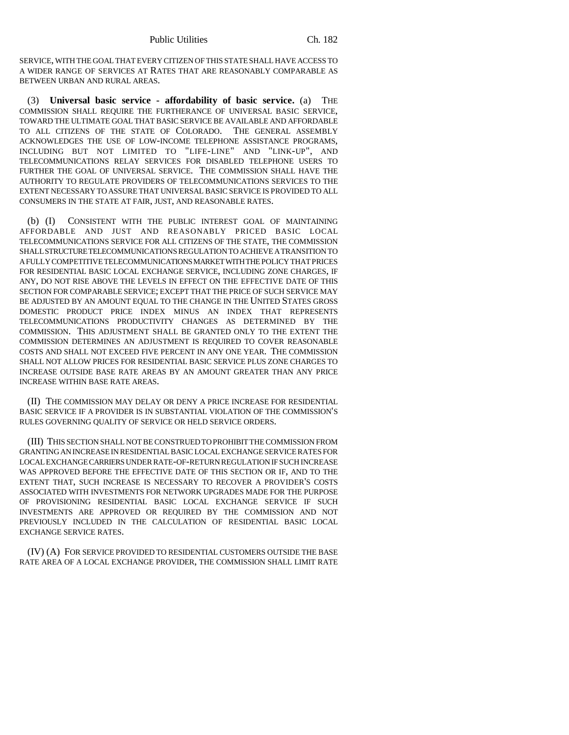SERVICE, WITH THE GOAL THAT EVERY CITIZEN OF THIS STATE SHALL HAVE ACCESS TO A WIDER RANGE OF SERVICES AT RATES THAT ARE REASONABLY COMPARABLE AS BETWEEN URBAN AND RURAL AREAS.

(3) **Universal basic service - affordability of basic service.** (a) THE COMMISSION SHALL REQUIRE THE FURTHERANCE OF UNIVERSAL BASIC SERVICE, TOWARD THE ULTIMATE GOAL THAT BASIC SERVICE BE AVAILABLE AND AFFORDABLE TO ALL CITIZENS OF THE STATE OF COLORADO. THE GENERAL ASSEMBLY ACKNOWLEDGES THE USE OF LOW-INCOME TELEPHONE ASSISTANCE PROGRAMS, INCLUDING BUT NOT LIMITED TO "LIFE-LINE" AND "LINK-UP", AND TELECOMMUNICATIONS RELAY SERVICES FOR DISABLED TELEPHONE USERS TO FURTHER THE GOAL OF UNIVERSAL SERVICE. THE COMMISSION SHALL HAVE THE AUTHORITY TO REGULATE PROVIDERS OF TELECOMMUNICATIONS SERVICES TO THE EXTENT NECESSARY TO ASSURE THAT UNIVERSAL BASIC SERVICE IS PROVIDED TO ALL CONSUMERS IN THE STATE AT FAIR, JUST, AND REASONABLE RATES.

(b) (I) CONSISTENT WITH THE PUBLIC INTEREST GOAL OF MAINTAINING AFFORDABLE AND JUST AND REASONABLY PRICED BASIC LOCAL TELECOMMUNICATIONS SERVICE FOR ALL CITIZENS OF THE STATE, THE COMMISSION SHALL STRUCTURE TELECOMMUNICATIONS REGULATION TO ACHIEVE A TRANSITION TO A FULLY COMPETITIVE TELECOMMUNICATIONS MARKET WITH THE POLICY THAT PRICES FOR RESIDENTIAL BASIC LOCAL EXCHANGE SERVICE, INCLUDING ZONE CHARGES, IF ANY, DO NOT RISE ABOVE THE LEVELS IN EFFECT ON THE EFFECTIVE DATE OF THIS SECTION FOR COMPARABLE SERVICE; EXCEPT THAT THE PRICE OF SUCH SERVICE MAY BE ADJUSTED BY AN AMOUNT EQUAL TO THE CHANGE IN THE UNITED STATES GROSS DOMESTIC PRODUCT PRICE INDEX MINUS AN INDEX THAT REPRESENTS TELECOMMUNICATIONS PRODUCTIVITY CHANGES AS DETERMINED BY THE COMMISSION. THIS ADJUSTMENT SHALL BE GRANTED ONLY TO THE EXTENT THE COMMISSION DETERMINES AN ADJUSTMENT IS REQUIRED TO COVER REASONABLE COSTS AND SHALL NOT EXCEED FIVE PERCENT IN ANY ONE YEAR. THE COMMISSION SHALL NOT ALLOW PRICES FOR RESIDENTIAL BASIC SERVICE PLUS ZONE CHARGES TO INCREASE OUTSIDE BASE RATE AREAS BY AN AMOUNT GREATER THAN ANY PRICE INCREASE WITHIN BASE RATE AREAS.

(II) THE COMMISSION MAY DELAY OR DENY A PRICE INCREASE FOR RESIDENTIAL BASIC SERVICE IF A PROVIDER IS IN SUBSTANTIAL VIOLATION OF THE COMMISSION'S RULES GOVERNING QUALITY OF SERVICE OR HELD SERVICE ORDERS.

(III) THIS SECTION SHALL NOT BE CONSTRUED TO PROHIBIT THE COMMISSION FROM GRANTING AN INCREASE IN RESIDENTIAL BASIC LOCAL EXCHANGE SERVICE RATES FOR LOCAL EXCHANGE CARRIERS UNDER RATE-OF-RETURN REGULATION IF SUCH INCREASE WAS APPROVED BEFORE THE EFFECTIVE DATE OF THIS SECTION OR IF, AND TO THE EXTENT THAT, SUCH INCREASE IS NECESSARY TO RECOVER A PROVIDER'S COSTS ASSOCIATED WITH INVESTMENTS FOR NETWORK UPGRADES MADE FOR THE PURPOSE OF PROVISIONING RESIDENTIAL BASIC LOCAL EXCHANGE SERVICE IF SUCH INVESTMENTS ARE APPROVED OR REQUIRED BY THE COMMISSION AND NOT PREVIOUSLY INCLUDED IN THE CALCULATION OF RESIDENTIAL BASIC LOCAL EXCHANGE SERVICE RATES.

(IV) (A) FOR SERVICE PROVIDED TO RESIDENTIAL CUSTOMERS OUTSIDE THE BASE RATE AREA OF A LOCAL EXCHANGE PROVIDER, THE COMMISSION SHALL LIMIT RATE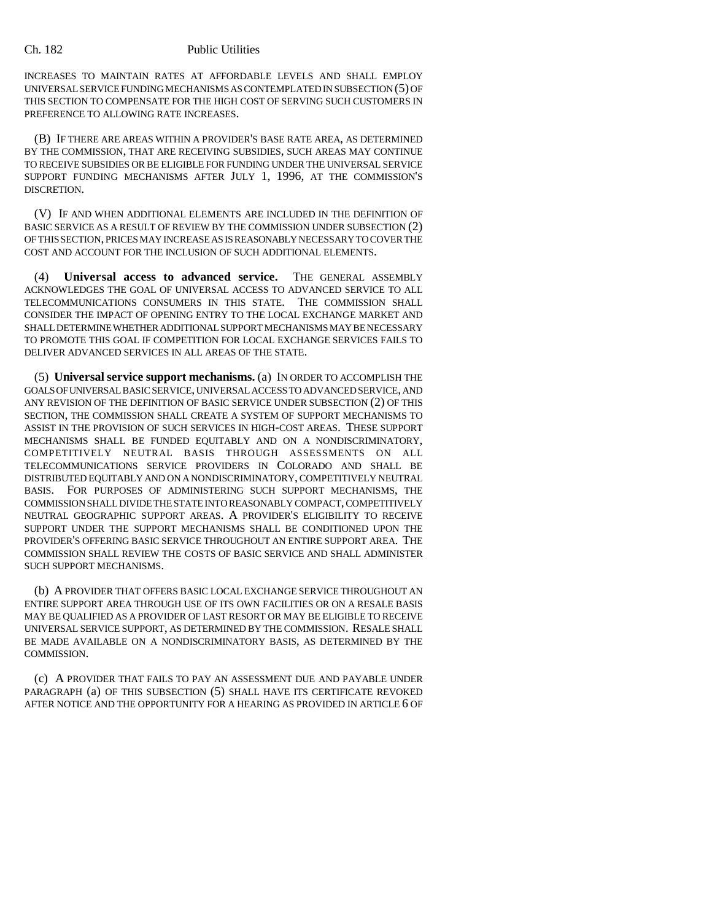INCREASES TO MAINTAIN RATES AT AFFORDABLE LEVELS AND SHALL EMPLOY UNIVERSAL SERVICE FUNDING MECHANISMS AS CONTEMPLATED IN SUBSECTION (5) OF THIS SECTION TO COMPENSATE FOR THE HIGH COST OF SERVING SUCH CUSTOMERS IN PREFERENCE TO ALLOWING RATE INCREASES.

(B) IF THERE ARE AREAS WITHIN A PROVIDER'S BASE RATE AREA, AS DETERMINED BY THE COMMISSION, THAT ARE RECEIVING SUBSIDIES, SUCH AREAS MAY CONTINUE TO RECEIVE SUBSIDIES OR BE ELIGIBLE FOR FUNDING UNDER THE UNIVERSAL SERVICE SUPPORT FUNDING MECHANISMS AFTER JULY 1, 1996, AT THE COMMISSION'S DISCRETION.

(V) IF AND WHEN ADDITIONAL ELEMENTS ARE INCLUDED IN THE DEFINITION OF BASIC SERVICE AS A RESULT OF REVIEW BY THE COMMISSION UNDER SUBSECTION (2) OF THIS SECTION, PRICES MAY INCREASE AS IS REASONABLY NECESSARY TO COVER THE COST AND ACCOUNT FOR THE INCLUSION OF SUCH ADDITIONAL ELEMENTS.

(4) **Universal access to advanced service.** THE GENERAL ASSEMBLY ACKNOWLEDGES THE GOAL OF UNIVERSAL ACCESS TO ADVANCED SERVICE TO ALL TELECOMMUNICATIONS CONSUMERS IN THIS STATE. THE COMMISSION SHALL CONSIDER THE IMPACT OF OPENING ENTRY TO THE LOCAL EXCHANGE MARKET AND SHALL DETERMINE WHETHER ADDITIONAL SUPPORT MECHANISMS MAY BE NECESSARY TO PROMOTE THIS GOAL IF COMPETITION FOR LOCAL EXCHANGE SERVICES FAILS TO DELIVER ADVANCED SERVICES IN ALL AREAS OF THE STATE.

(5) **Universal service support mechanisms.** (a) IN ORDER TO ACCOMPLISH THE GOALS OF UNIVERSAL BASIC SERVICE, UNIVERSAL ACCESS TO ADVANCED SERVICE, AND ANY REVISION OF THE DEFINITION OF BASIC SERVICE UNDER SUBSECTION (2) OF THIS SECTION, THE COMMISSION SHALL CREATE A SYSTEM OF SUPPORT MECHANISMS TO ASSIST IN THE PROVISION OF SUCH SERVICES IN HIGH-COST AREAS. THESE SUPPORT MECHANISMS SHALL BE FUNDED EQUITABLY AND ON A NONDISCRIMINATORY, COMPETITIVELY NEUTRAL BASIS THROUGH ASSESSMENTS ON ALL TELECOMMUNICATIONS SERVICE PROVIDERS IN COLORADO AND SHALL BE DISTRIBUTED EQUITABLY AND ON A NONDISCRIMINATORY, COMPETITIVELY NEUTRAL BASIS. FOR PURPOSES OF ADMINISTERING SUCH SUPPORT MECHANISMS, THE COMMISSION SHALL DIVIDE THE STATE INTO REASONABLY COMPACT, COMPETITIVELY NEUTRAL GEOGRAPHIC SUPPORT AREAS. A PROVIDER'S ELIGIBILITY TO RECEIVE SUPPORT UNDER THE SUPPORT MECHANISMS SHALL BE CONDITIONED UPON THE PROVIDER'S OFFERING BASIC SERVICE THROUGHOUT AN ENTIRE SUPPORT AREA. THE COMMISSION SHALL REVIEW THE COSTS OF BASIC SERVICE AND SHALL ADMINISTER SUCH SUPPORT MECHANISMS.

(b) A PROVIDER THAT OFFERS BASIC LOCAL EXCHANGE SERVICE THROUGHOUT AN ENTIRE SUPPORT AREA THROUGH USE OF ITS OWN FACILITIES OR ON A RESALE BASIS MAY BE QUALIFIED AS A PROVIDER OF LAST RESORT OR MAY BE ELIGIBLE TO RECEIVE UNIVERSAL SERVICE SUPPORT, AS DETERMINED BY THE COMMISSION. RESALE SHALL BE MADE AVAILABLE ON A NONDISCRIMINATORY BASIS, AS DETERMINED BY THE COMMISSION.

(c) A PROVIDER THAT FAILS TO PAY AN ASSESSMENT DUE AND PAYABLE UNDER PARAGRAPH (a) OF THIS SUBSECTION (5) SHALL HAVE ITS CERTIFICATE REVOKED AFTER NOTICE AND THE OPPORTUNITY FOR A HEARING AS PROVIDED IN ARTICLE 6 OF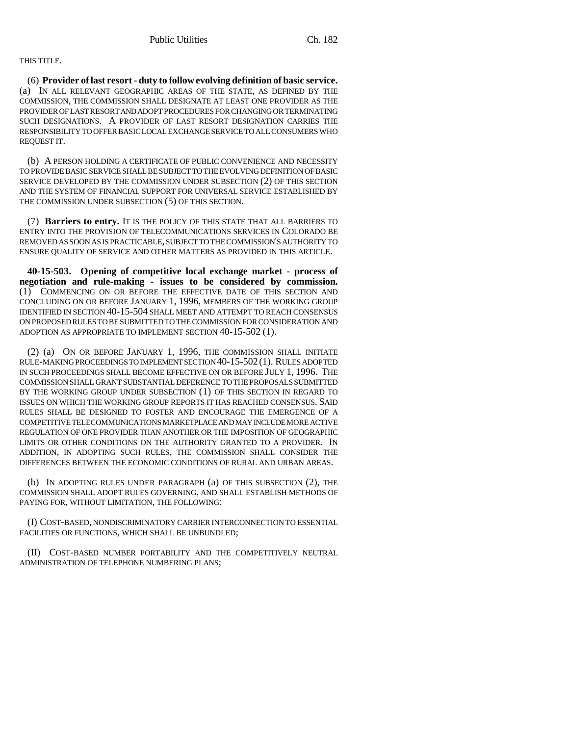THIS TITLE.

(6) **Provider of last resort - duty to follow evolving definition of basic service.** (a) IN ALL RELEVANT GEOGRAPHIC AREAS OF THE STATE, AS DEFINED BY THE COMMISSION, THE COMMISSION SHALL DESIGNATE AT LEAST ONE PROVIDER AS THE PROVIDER OF LAST RESORT AND ADOPT PROCEDURES FOR CHANGING OR TERMINATING SUCH DESIGNATIONS. A PROVIDER OF LAST RESORT DESIGNATION CARRIES THE RESPONSIBILITY TO OFFER BASIC LOCAL EXCHANGE SERVICE TO ALL CONSUMERS WHO REQUEST IT.

(b) A PERSON HOLDING A CERTIFICATE OF PUBLIC CONVENIENCE AND NECESSITY TO PROVIDE BASIC SERVICE SHALL BE SUBJECT TO THE EVOLVING DEFINITION OF BASIC SERVICE DEVELOPED BY THE COMMISSION UNDER SUBSECTION (2) OF THIS SECTION AND THE SYSTEM OF FINANCIAL SUPPORT FOR UNIVERSAL SERVICE ESTABLISHED BY THE COMMISSION UNDER SUBSECTION (5) OF THIS SECTION.

(7) **Barriers to entry.** IT IS THE POLICY OF THIS STATE THAT ALL BARRIERS TO ENTRY INTO THE PROVISION OF TELECOMMUNICATIONS SERVICES IN COLORADO BE REMOVED AS SOON AS IS PRACTICABLE, SUBJECT TO THE COMMISSION'S AUTHORITY TO ENSURE QUALITY OF SERVICE AND OTHER MATTERS AS PROVIDED IN THIS ARTICLE.

**40-15-503. Opening of competitive local exchange market - process of negotiation and rule-making - issues to be considered by commission.** (1) COMMENCING ON OR BEFORE THE EFFECTIVE DATE OF THIS SECTION AND CONCLUDING ON OR BEFORE JANUARY 1, 1996, MEMBERS OF THE WORKING GROUP IDENTIFIED IN SECTION 40-15-504 SHALL MEET AND ATTEMPT TO REACH CONSENSUS ON PROPOSED RULES TO BE SUBMITTED TO THE COMMISSION FOR CONSIDERATION AND ADOPTION AS APPROPRIATE TO IMPLEMENT SECTION 40-15-502 (1).

(2) (a) ON OR BEFORE JANUARY 1, 1996, THE COMMISSION SHALL INITIATE RULE-MAKING PROCEEDINGS TO IMPLEMENT SECTION 40-15-502 (1). RULES ADOPTED IN SUCH PROCEEDINGS SHALL BECOME EFFECTIVE ON OR BEFORE JULY 1, 1996. THE COMMISSION SHALL GRANT SUBSTANTIAL DEFERENCE TO THE PROPOSALS SUBMITTED BY THE WORKING GROUP UNDER SUBSECTION (1) OF THIS SECTION IN REGARD TO ISSUES ON WHICH THE WORKING GROUP REPORTS IT HAS REACHED CONSENSUS. SAID RULES SHALL BE DESIGNED TO FOSTER AND ENCOURAGE THE EMERGENCE OF A COMPETITIVE TELECOMMUNICATIONS MARKETPLACE AND MAY INCLUDE MORE ACTIVE REGULATION OF ONE PROVIDER THAN ANOTHER OR THE IMPOSITION OF GEOGRAPHIC LIMITS OR OTHER CONDITIONS ON THE AUTHORITY GRANTED TO A PROVIDER. IN ADDITION, IN ADOPTING SUCH RULES, THE COMMISSION SHALL CONSIDER THE DIFFERENCES BETWEEN THE ECONOMIC CONDITIONS OF RURAL AND URBAN AREAS.

(b) IN ADOPTING RULES UNDER PARAGRAPH (a) OF THIS SUBSECTION (2), THE COMMISSION SHALL ADOPT RULES GOVERNING, AND SHALL ESTABLISH METHODS OF PAYING FOR, WITHOUT LIMITATION, THE FOLLOWING:

(I) COST-BASED, NONDISCRIMINATORY CARRIER INTERCONNECTION TO ESSENTIAL FACILITIES OR FUNCTIONS, WHICH SHALL BE UNBUNDLED;

(II) COST-BASED NUMBER PORTABILITY AND THE COMPETITIVELY NEUTRAL ADMINISTRATION OF TELEPHONE NUMBERING PLANS;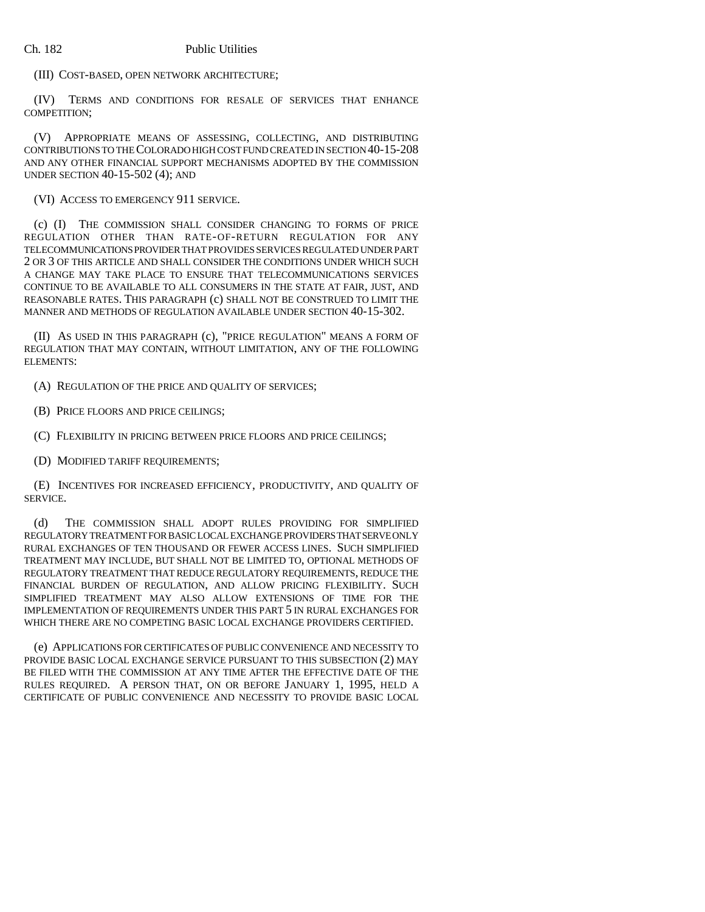(III) COST-BASED, OPEN NETWORK ARCHITECTURE;

(IV) TERMS AND CONDITIONS FOR RESALE OF SERVICES THAT ENHANCE COMPETITION;

(V) APPROPRIATE MEANS OF ASSESSING, COLLECTING, AND DISTRIBUTING CONTRIBUTIONS TO THE COLORADO HIGH COST FUND CREATED IN SECTION 40-15-208 AND ANY OTHER FINANCIAL SUPPORT MECHANISMS ADOPTED BY THE COMMISSION UNDER SECTION 40-15-502 (4); AND

(VI) ACCESS TO EMERGENCY 911 SERVICE.

(c) (I) THE COMMISSION SHALL CONSIDER CHANGING TO FORMS OF PRICE REGULATION OTHER THAN RATE-OF-RETURN REGULATION FOR ANY TELECOMMUNICATIONS PROVIDER THAT PROVIDES SERVICES REGULATED UNDER PART 2 OR 3 OF THIS ARTICLE AND SHALL CONSIDER THE CONDITIONS UNDER WHICH SUCH A CHANGE MAY TAKE PLACE TO ENSURE THAT TELECOMMUNICATIONS SERVICES CONTINUE TO BE AVAILABLE TO ALL CONSUMERS IN THE STATE AT FAIR, JUST, AND REASONABLE RATES. THIS PARAGRAPH (c) SHALL NOT BE CONSTRUED TO LIMIT THE MANNER AND METHODS OF REGULATION AVAILABLE UNDER SECTION 40-15-302.

(II) AS USED IN THIS PARAGRAPH (c), "PRICE REGULATION" MEANS A FORM OF REGULATION THAT MAY CONTAIN, WITHOUT LIMITATION, ANY OF THE FOLLOWING ELEMENTS:

(A) REGULATION OF THE PRICE AND QUALITY OF SERVICES;

(B) PRICE FLOORS AND PRICE CEILINGS;

(C) FLEXIBILITY IN PRICING BETWEEN PRICE FLOORS AND PRICE CEILINGS;

(D) MODIFIED TARIFF REQUIREMENTS;

(E) INCENTIVES FOR INCREASED EFFICIENCY, PRODUCTIVITY, AND QUALITY OF SERVICE.

(d) THE COMMISSION SHALL ADOPT RULES PROVIDING FOR SIMPLIFIED REGULATORY TREATMENT FOR BASIC LOCAL EXCHANGE PROVIDERS THAT SERVE ONLY RURAL EXCHANGES OF TEN THOUSAND OR FEWER ACCESS LINES. SUCH SIMPLIFIED TREATMENT MAY INCLUDE, BUT SHALL NOT BE LIMITED TO, OPTIONAL METHODS OF REGULATORY TREATMENT THAT REDUCE REGULATORY REQUIREMENTS, REDUCE THE FINANCIAL BURDEN OF REGULATION, AND ALLOW PRICING FLEXIBILITY. SUCH SIMPLIFIED TREATMENT MAY ALSO ALLOW EXTENSIONS OF TIME FOR THE IMPLEMENTATION OF REQUIREMENTS UNDER THIS PART 5 IN RURAL EXCHANGES FOR WHICH THERE ARE NO COMPETING BASIC LOCAL EXCHANGE PROVIDERS CERTIFIED.

(e) APPLICATIONS FOR CERTIFICATES OF PUBLIC CONVENIENCE AND NECESSITY TO PROVIDE BASIC LOCAL EXCHANGE SERVICE PURSUANT TO THIS SUBSECTION (2) MAY BE FILED WITH THE COMMISSION AT ANY TIME AFTER THE EFFECTIVE DATE OF THE RULES REQUIRED. A PERSON THAT, ON OR BEFORE JANUARY 1, 1995, HELD A CERTIFICATE OF PUBLIC CONVENIENCE AND NECESSITY TO PROVIDE BASIC LOCAL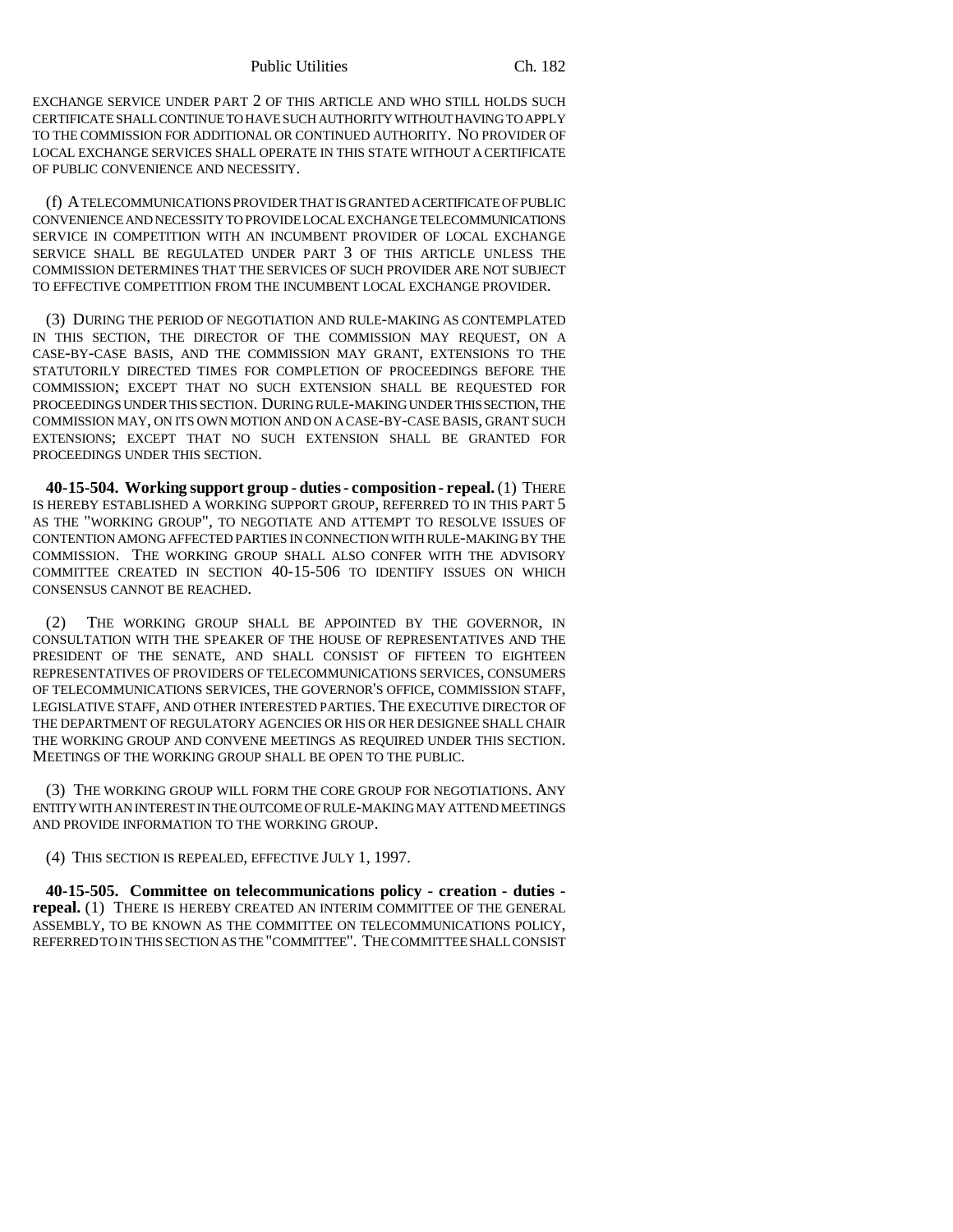EXCHANGE SERVICE UNDER PART 2 OF THIS ARTICLE AND WHO STILL HOLDS SUCH CERTIFICATE SHALL CONTINUE TO HAVE SUCH AUTHORITY WITHOUT HAVING TO APPLY TO THE COMMISSION FOR ADDITIONAL OR CONTINUED AUTHORITY. NO PROVIDER OF LOCAL EXCHANGE SERVICES SHALL OPERATE IN THIS STATE WITHOUT A CERTIFICATE OF PUBLIC CONVENIENCE AND NECESSITY.

(f) A TELECOMMUNICATIONS PROVIDER THAT IS GRANTED A CERTIFICATE OF PUBLIC CONVENIENCE AND NECESSITY TO PROVIDE LOCAL EXCHANGE TELECOMMUNICATIONS SERVICE IN COMPETITION WITH AN INCUMBENT PROVIDER OF LOCAL EXCHANGE SERVICE SHALL BE REGULATED UNDER PART 3 OF THIS ARTICLE UNLESS THE COMMISSION DETERMINES THAT THE SERVICES OF SUCH PROVIDER ARE NOT SUBJECT TO EFFECTIVE COMPETITION FROM THE INCUMBENT LOCAL EXCHANGE PROVIDER.

(3) DURING THE PERIOD OF NEGOTIATION AND RULE-MAKING AS CONTEMPLATED IN THIS SECTION, THE DIRECTOR OF THE COMMISSION MAY REQUEST, ON A CASE-BY-CASE BASIS, AND THE COMMISSION MAY GRANT, EXTENSIONS TO THE STATUTORILY DIRECTED TIMES FOR COMPLETION OF PROCEEDINGS BEFORE THE COMMISSION; EXCEPT THAT NO SUCH EXTENSION SHALL BE REQUESTED FOR PROCEEDINGS UNDER THIS SECTION. DURING RULE-MAKING UNDER THIS SECTION, THE COMMISSION MAY, ON ITS OWN MOTION AND ON A CASE-BY-CASE BASIS, GRANT SUCH EXTENSIONS; EXCEPT THAT NO SUCH EXTENSION SHALL BE GRANTED FOR PROCEEDINGS UNDER THIS SECTION.

**40-15-504. Working support group - duties - composition - repeal.** (1) THERE IS HEREBY ESTABLISHED A WORKING SUPPORT GROUP, REFERRED TO IN THIS PART 5 AS THE "WORKING GROUP", TO NEGOTIATE AND ATTEMPT TO RESOLVE ISSUES OF CONTENTION AMONG AFFECTED PARTIES IN CONNECTION WITH RULE-MAKING BY THE COMMISSION. THE WORKING GROUP SHALL ALSO CONFER WITH THE ADVISORY COMMITTEE CREATED IN SECTION 40-15-506 TO IDENTIFY ISSUES ON WHICH CONSENSUS CANNOT BE REACHED.

(2) THE WORKING GROUP SHALL BE APPOINTED BY THE GOVERNOR, IN CONSULTATION WITH THE SPEAKER OF THE HOUSE OF REPRESENTATIVES AND THE PRESIDENT OF THE SENATE, AND SHALL CONSIST OF FIFTEEN TO EIGHTEEN REPRESENTATIVES OF PROVIDERS OF TELECOMMUNICATIONS SERVICES, CONSUMERS OF TELECOMMUNICATIONS SERVICES, THE GOVERNOR'S OFFICE, COMMISSION STAFF, LEGISLATIVE STAFF, AND OTHER INTERESTED PARTIES. THE EXECUTIVE DIRECTOR OF THE DEPARTMENT OF REGULATORY AGENCIES OR HIS OR HER DESIGNEE SHALL CHAIR THE WORKING GROUP AND CONVENE MEETINGS AS REQUIRED UNDER THIS SECTION. MEETINGS OF THE WORKING GROUP SHALL BE OPEN TO THE PUBLIC.

(3) THE WORKING GROUP WILL FORM THE CORE GROUP FOR NEGOTIATIONS. ANY ENTITY WITH AN INTEREST IN THE OUTCOME OF RULE-MAKING MAY ATTEND MEETINGS AND PROVIDE INFORMATION TO THE WORKING GROUP.

(4) THIS SECTION IS REPEALED, EFFECTIVE JULY 1, 1997.

**40-15-505. Committee on telecommunications policy - creation - duties - repeal.** (1) THERE IS HEREBY CREATED AN INTERIM COMMITTEE OF THE GENERAL ASSEMBLY, TO BE KNOWN AS THE COMMITTEE ON TELECOMMUNICATIONS POLICY, REFERRED TO IN THIS SECTION AS THE "COMMITTEE". THE COMMITTEE SHALL CONSIST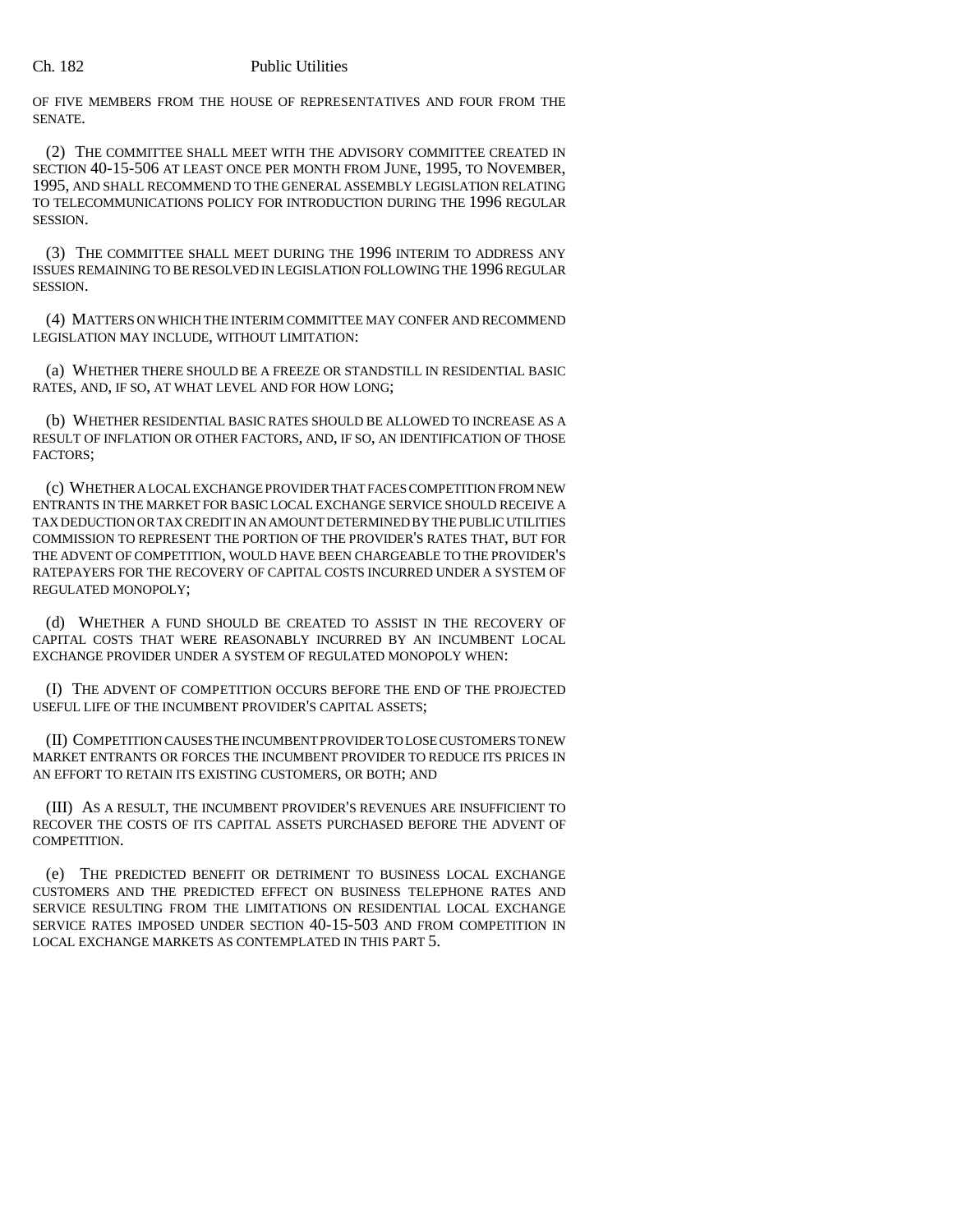OF FIVE MEMBERS FROM THE HOUSE OF REPRESENTATIVES AND FOUR FROM THE SENATE.

(2) THE COMMITTEE SHALL MEET WITH THE ADVISORY COMMITTEE CREATED IN SECTION 40-15-506 AT LEAST ONCE PER MONTH FROM JUNE, 1995, TO NOVEMBER, 1995, AND SHALL RECOMMEND TO THE GENERAL ASSEMBLY LEGISLATION RELATING TO TELECOMMUNICATIONS POLICY FOR INTRODUCTION DURING THE 1996 REGULAR SESSION.

(3) THE COMMITTEE SHALL MEET DURING THE 1996 INTERIM TO ADDRESS ANY ISSUES REMAINING TO BE RESOLVED IN LEGISLATION FOLLOWING THE 1996 REGULAR SESSION.

(4) MATTERS ON WHICH THE INTERIM COMMITTEE MAY CONFER AND RECOMMEND LEGISLATION MAY INCLUDE, WITHOUT LIMITATION:

(a) WHETHER THERE SHOULD BE A FREEZE OR STANDSTILL IN RESIDENTIAL BASIC RATES, AND, IF SO, AT WHAT LEVEL AND FOR HOW LONG;

(b) WHETHER RESIDENTIAL BASIC RATES SHOULD BE ALLOWED TO INCREASE AS A RESULT OF INFLATION OR OTHER FACTORS, AND, IF SO, AN IDENTIFICATION OF THOSE FACTORS;

(c) WHETHER A LOCAL EXCHANGE PROVIDER THAT FACES COMPETITION FROM NEW ENTRANTS IN THE MARKET FOR BASIC LOCAL EXCHANGE SERVICE SHOULD RECEIVE A TAX DEDUCTION OR TAX CREDIT IN AN AMOUNT DETERMINED BY THE PUBLIC UTILITIES COMMISSION TO REPRESENT THE PORTION OF THE PROVIDER'S RATES THAT, BUT FOR THE ADVENT OF COMPETITION, WOULD HAVE BEEN CHARGEABLE TO THE PROVIDER'S RATEPAYERS FOR THE RECOVERY OF CAPITAL COSTS INCURRED UNDER A SYSTEM OF REGULATED MONOPOLY;

(d) WHETHER A FUND SHOULD BE CREATED TO ASSIST IN THE RECOVERY OF CAPITAL COSTS THAT WERE REASONABLY INCURRED BY AN INCUMBENT LOCAL EXCHANGE PROVIDER UNDER A SYSTEM OF REGULATED MONOPOLY WHEN:

(I) THE ADVENT OF COMPETITION OCCURS BEFORE THE END OF THE PROJECTED USEFUL LIFE OF THE INCUMBENT PROVIDER'S CAPITAL ASSETS;

(II) COMPETITION CAUSES THE INCUMBENT PROVIDER TO LOSE CUSTOMERS TO NEW MARKET ENTRANTS OR FORCES THE INCUMBENT PROVIDER TO REDUCE ITS PRICES IN AN EFFORT TO RETAIN ITS EXISTING CUSTOMERS, OR BOTH; AND

(III) AS A RESULT, THE INCUMBENT PROVIDER'S REVENUES ARE INSUFFICIENT TO RECOVER THE COSTS OF ITS CAPITAL ASSETS PURCHASED BEFORE THE ADVENT OF COMPETITION.

(e) THE PREDICTED BENEFIT OR DETRIMENT TO BUSINESS LOCAL EXCHANGE CUSTOMERS AND THE PREDICTED EFFECT ON BUSINESS TELEPHONE RATES AND SERVICE RESULTING FROM THE LIMITATIONS ON RESIDENTIAL LOCAL EXCHANGE SERVICE RATES IMPOSED UNDER SECTION 40-15-503 AND FROM COMPETITION IN LOCAL EXCHANGE MARKETS AS CONTEMPLATED IN THIS PART 5.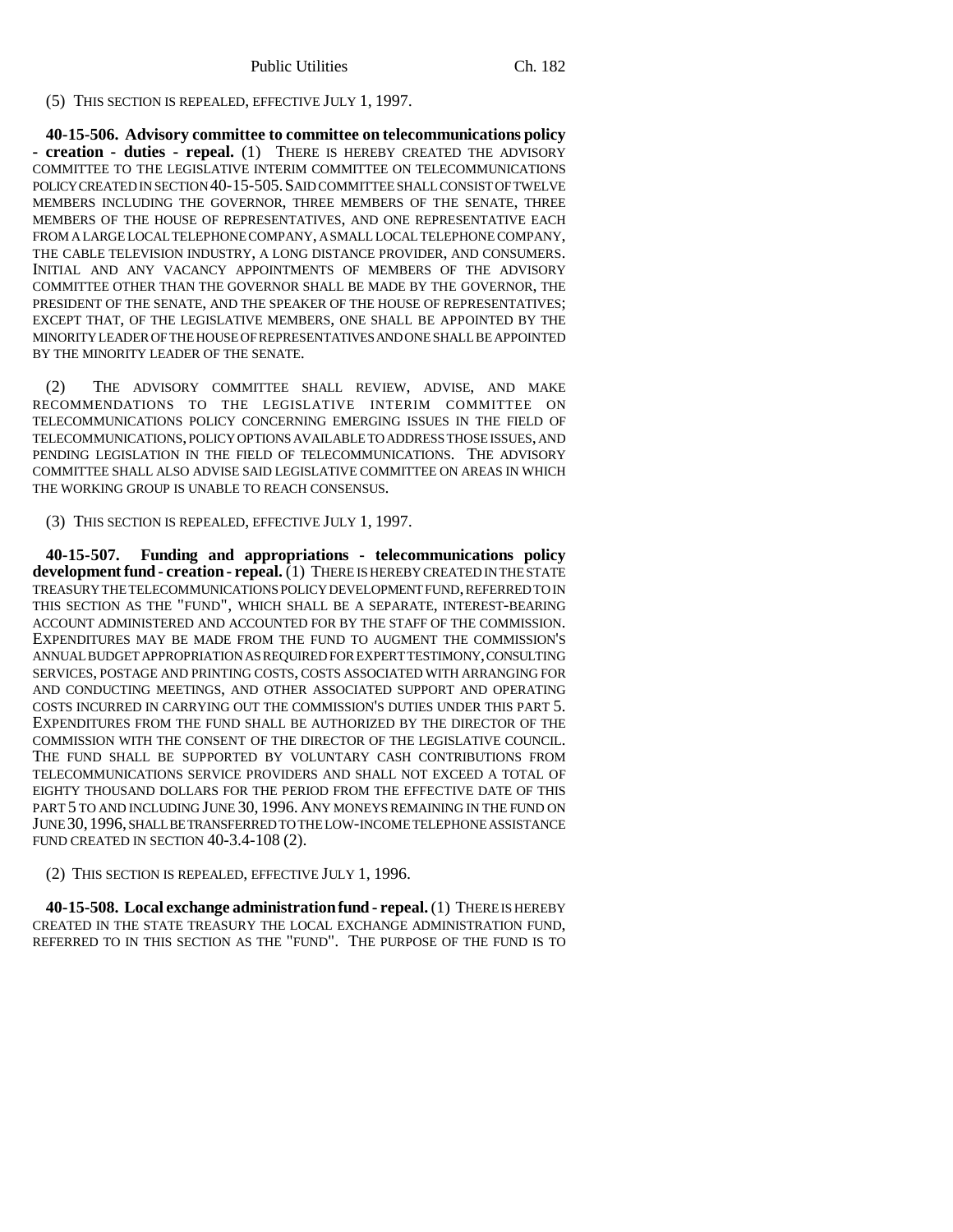(5) THIS SECTION IS REPEALED, EFFECTIVE JULY 1, 1997.

**40-15-506. Advisory committee to committee on telecommunications policy - creation - duties - repeal.** (1) THERE IS HEREBY CREATED THE ADVISORY COMMITTEE TO THE LEGISLATIVE INTERIM COMMITTEE ON TELECOMMUNICATIONS POLICY CREATED IN SECTION 40-15-505. SAID COMMITTEE SHALL CONSIST OF TWELVE MEMBERS INCLUDING THE GOVERNOR, THREE MEMBERS OF THE SENATE, THREE MEMBERS OF THE HOUSE OF REPRESENTATIVES, AND ONE REPRESENTATIVE EACH FROM A LARGE LOCAL TELEPHONE COMPANY, A SMALL LOCAL TELEPHONE COMPANY, THE CABLE TELEVISION INDUSTRY, A LONG DISTANCE PROVIDER, AND CONSUMERS. INITIAL AND ANY VACANCY APPOINTMENTS OF MEMBERS OF THE ADVISORY COMMITTEE OTHER THAN THE GOVERNOR SHALL BE MADE BY THE GOVERNOR, THE PRESIDENT OF THE SENATE, AND THE SPEAKER OF THE HOUSE OF REPRESENTATIVES; EXCEPT THAT, OF THE LEGISLATIVE MEMBERS, ONE SHALL BE APPOINTED BY THE MINORITY LEADER OF THE HOUSE OF REPRESENTATIVES AND ONE SHALL BE APPOINTED BY THE MINORITY LEADER OF THE SENATE.

(2) THE ADVISORY COMMITTEE SHALL REVIEW, ADVISE, AND MAKE RECOMMENDATIONS TO THE LEGISLATIVE INTERIM COMMITTEE ON TELECOMMUNICATIONS POLICY CONCERNING EMERGING ISSUES IN THE FIELD OF TELECOMMUNICATIONS, POLICY OPTIONS AVAILABLE TO ADDRESS THOSE ISSUES, AND PENDING LEGISLATION IN THE FIELD OF TELECOMMUNICATIONS. THE ADVISORY COMMITTEE SHALL ALSO ADVISE SAID LEGISLATIVE COMMITTEE ON AREAS IN WHICH THE WORKING GROUP IS UNABLE TO REACH CONSENSUS.

(3) THIS SECTION IS REPEALED, EFFECTIVE JULY 1, 1997.

**40-15-507. Funding and appropriations - telecommunications policy development fund - creation - repeal.** (1) THERE IS HEREBY CREATED IN THE STATE TREASURY THE TELECOMMUNICATIONS POLICY DEVELOPMENT FUND, REFERRED TO IN THIS SECTION AS THE "FUND", WHICH SHALL BE A SEPARATE, INTEREST-BEARING ACCOUNT ADMINISTERED AND ACCOUNTED FOR BY THE STAFF OF THE COMMISSION. EXPENDITURES MAY BE MADE FROM THE FUND TO AUGMENT THE COMMISSION'S ANNUAL BUDGET APPROPRIATION AS REQUIRED FOR EXPERT TESTIMONY, CONSULTING SERVICES, POSTAGE AND PRINTING COSTS, COSTS ASSOCIATED WITH ARRANGING FOR AND CONDUCTING MEETINGS, AND OTHER ASSOCIATED SUPPORT AND OPERATING COSTS INCURRED IN CARRYING OUT THE COMMISSION'S DUTIES UNDER THIS PART 5. EXPENDITURES FROM THE FUND SHALL BE AUTHORIZED BY THE DIRECTOR OF THE COMMISSION WITH THE CONSENT OF THE DIRECTOR OF THE LEGISLATIVE COUNCIL. THE FUND SHALL BE SUPPORTED BY VOLUNTARY CASH CONTRIBUTIONS FROM TELECOMMUNICATIONS SERVICE PROVIDERS AND SHALL NOT EXCEED A TOTAL OF EIGHTY THOUSAND DOLLARS FOR THE PERIOD FROM THE EFFECTIVE DATE OF THIS PART 5 TO AND INCLUDING JUNE 30, 1996. ANY MONEYS REMAINING IN THE FUND ON JUNE 30, 1996, SHALL BE TRANSFERRED TO THE LOW-INCOME TELEPHONE ASSISTANCE FUND CREATED IN SECTION 40-3.4-108 (2).

(2) THIS SECTION IS REPEALED, EFFECTIVE JULY 1, 1996.

**40-15-508. Local exchange administration fund - repeal.** (1) THERE IS HEREBY CREATED IN THE STATE TREASURY THE LOCAL EXCHANGE ADMINISTRATION FUND, REFERRED TO IN THIS SECTION AS THE "FUND". THE PURPOSE OF THE FUND IS TO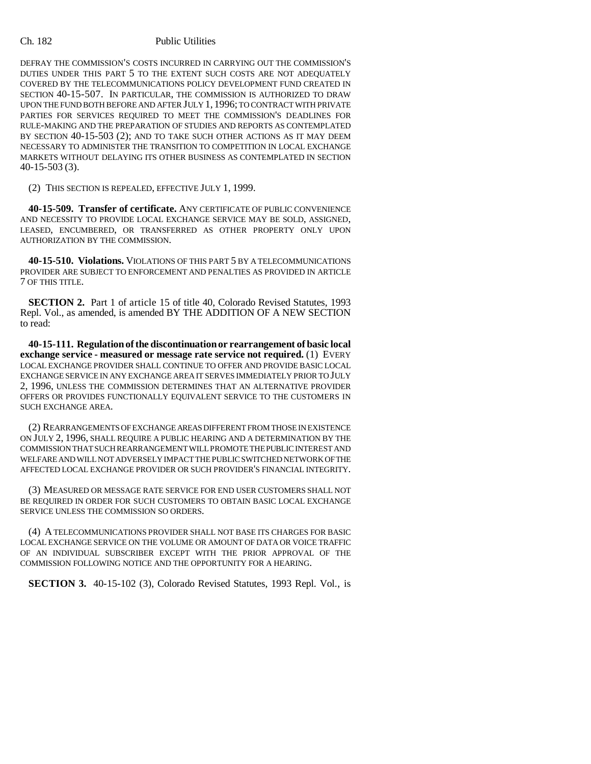DEFRAY THE COMMISSION'S COSTS INCURRED IN CARRYING OUT THE COMMISSION'S DUTIES UNDER THIS PART 5 TO THE EXTENT SUCH COSTS ARE NOT ADEQUATELY COVERED BY THE TELECOMMUNICATIONS POLICY DEVELOPMENT FUND CREATED IN SECTION 40-15-507. IN PARTICULAR, THE COMMISSION IS AUTHORIZED TO DRAW UPON THE FUND BOTH BEFORE AND AFTER JULY 1, 1996; TO CONTRACT WITH PRIVATE PARTIES FOR SERVICES REQUIRED TO MEET THE COMMISSION'S DEADLINES FOR RULE-MAKING AND THE PREPARATION OF STUDIES AND REPORTS AS CONTEMPLATED BY SECTION 40-15-503 (2); AND TO TAKE SUCH OTHER ACTIONS AS IT MAY DEEM NECESSARY TO ADMINISTER THE TRANSITION TO COMPETITION IN LOCAL EXCHANGE MARKETS WITHOUT DELAYING ITS OTHER BUSINESS AS CONTEMPLATED IN SECTION 40-15-503 (3).

(2) THIS SECTION IS REPEALED, EFFECTIVE JULY 1, 1999.

**40-15-509. Transfer of certificate.** ANY CERTIFICATE OF PUBLIC CONVENIENCE AND NECESSITY TO PROVIDE LOCAL EXCHANGE SERVICE MAY BE SOLD, ASSIGNED, LEASED, ENCUMBERED, OR TRANSFERRED AS OTHER PROPERTY ONLY UPON AUTHORIZATION BY THE COMMISSION.

**40-15-510. Violations.** VIOLATIONS OF THIS PART 5 BY A TELECOMMUNICATIONS PROVIDER ARE SUBJECT TO ENFORCEMENT AND PENALTIES AS PROVIDED IN ARTICLE 7 OF THIS TITLE.

**SECTION 2.** Part 1 of article 15 of title 40, Colorado Revised Statutes, 1993 Repl. Vol., as amended, is amended BY THE ADDITION OF A NEW SECTION to read:

**40-15-111. Regulation of the discontinuation or rearrangement of basic local exchange service - measured or message rate service not required.** (1) EVERY LOCAL EXCHANGE PROVIDER SHALL CONTINUE TO OFFER AND PROVIDE BASIC LOCAL EXCHANGE SERVICE IN ANY EXCHANGE AREA IT SERVES IMMEDIATELY PRIOR TO JULY 2, 1996, UNLESS THE COMMISSION DETERMINES THAT AN ALTERNATIVE PROVIDER OFFERS OR PROVIDES FUNCTIONALLY EQUIVALENT SERVICE TO THE CUSTOMERS IN SUCH EXCHANGE AREA.

(2) REARRANGEMENTS OF EXCHANGE AREAS DIFFERENT FROM THOSE IN EXISTENCE ON JULY 2, 1996, SHALL REQUIRE A PUBLIC HEARING AND A DETERMINATION BY THE COMMISSION THAT SUCH REARRANGEMENT WILL PROMOTE THE PUBLIC INTEREST AND WELFARE AND WILL NOT ADVERSELY IMPACT THE PUBLIC SWITCHED NETWORK OF THE AFFECTED LOCAL EXCHANGE PROVIDER OR SUCH PROVIDER'S FINANCIAL INTEGRITY.

(3) MEASURED OR MESSAGE RATE SERVICE FOR END USER CUSTOMERS SHALL NOT BE REQUIRED IN ORDER FOR SUCH CUSTOMERS TO OBTAIN BASIC LOCAL EXCHANGE SERVICE UNLESS THE COMMISSION SO ORDERS.

(4) A TELECOMMUNICATIONS PROVIDER SHALL NOT BASE ITS CHARGES FOR BASIC LOCAL EXCHANGE SERVICE ON THE VOLUME OR AMOUNT OF DATA OR VOICE TRAFFIC OF AN INDIVIDUAL SUBSCRIBER EXCEPT WITH THE PRIOR APPROVAL OF THE COMMISSION FOLLOWING NOTICE AND THE OPPORTUNITY FOR A HEARING.

**SECTION 3.** 40-15-102 (3), Colorado Revised Statutes, 1993 Repl. Vol., is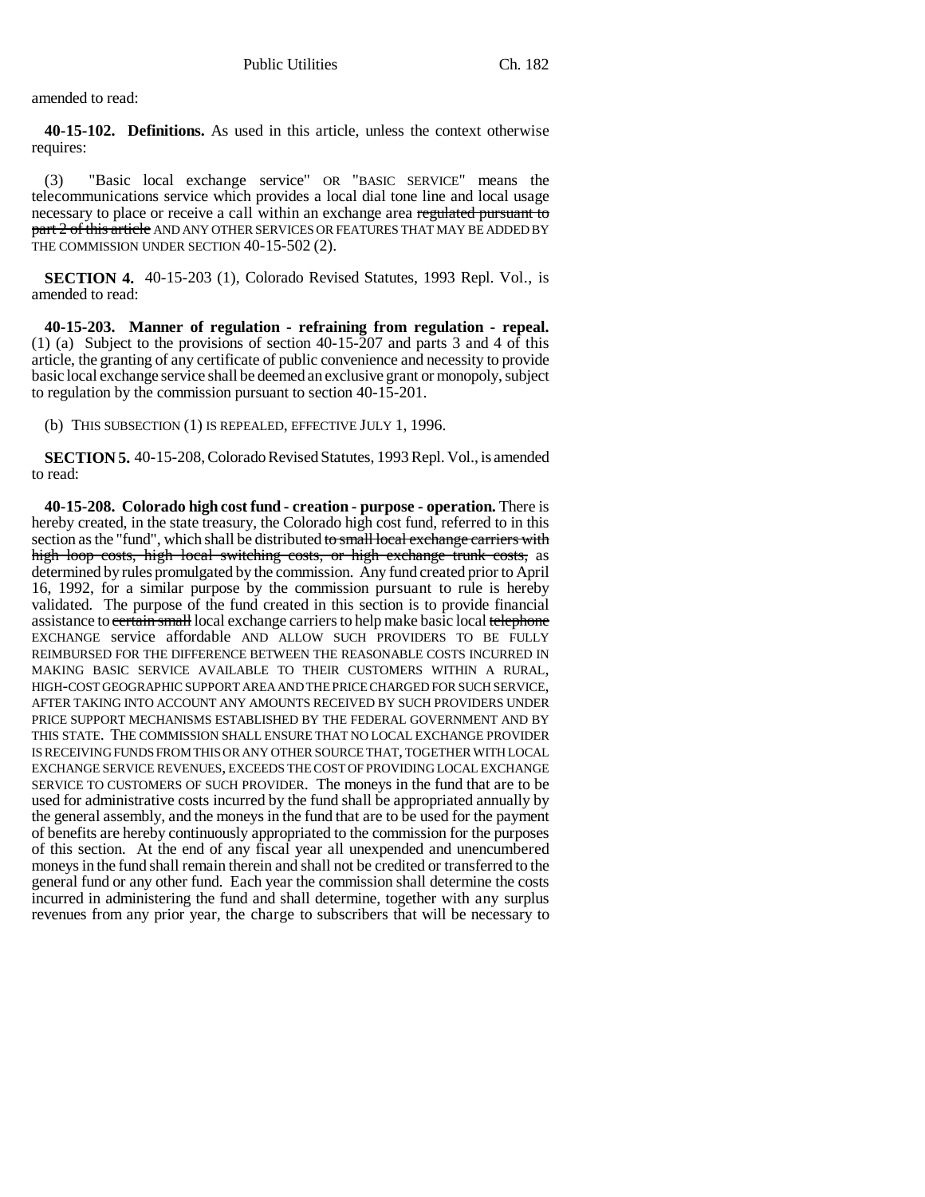amended to read:

**40-15-102. Definitions.** As used in this article, unless the context otherwise requires:

(3) "Basic local exchange service" OR "BASIC SERVICE" means the telecommunications service which provides a local dial tone line and local usage necessary to place or receive a call within an exchange area ~~regulated pursuant to part 2 of this article~~ AND ANY OTHER SERVICES OR FEATURES THAT MAY BE ADDED BY THE COMMISSION UNDER SECTION 40-15-502 (2).

**SECTION 4.** 40-15-203 (1), Colorado Revised Statutes, 1993 Repl. Vol., is amended to read:

**40-15-203. Manner of regulation - refraining from regulation - repeal.** (1) (a) Subject to the provisions of section 40-15-207 and parts 3 and 4 of this article, the granting of any certificate of public convenience and necessity to provide basic local exchange service shall be deemed an exclusive grant or monopoly, subject to regulation by the commission pursuant to section 40-15-201.

(b) THIS SUBSECTION (1) IS REPEALED, EFFECTIVE JULY 1, 1996.

**SECTION 5.** 40-15-208, Colorado Revised Statutes, 1993 Repl. Vol., is amended to read:

**40-15-208. Colorado high cost fund - creation - purpose - operation.** There is hereby created, in the state treasury, the Colorado high cost fund, referred to in this section as the "fund", which shall be distributed ~~to small local exchange carriers with high loop costs, high local switching costs, or high exchange trunk costs,~~ as determined by rules promulgated by the commission. Any fund created prior to April 16, 1992, for a similar purpose by the commission pursuant to rule is hereby validated. The purpose of the fund created in this section is to provide financial assistance to ~~certain small~~ local exchange carriers to help make basic local ~~telephone~~ EXCHANGE service affordable AND ALLOW SUCH PROVIDERS TO BE FULLY REIMBURSED FOR THE DIFFERENCE BETWEEN THE REASONABLE COSTS INCURRED IN MAKING BASIC SERVICE AVAILABLE TO THEIR CUSTOMERS WITHIN A RURAL, HIGH-COST GEOGRAPHIC SUPPORT AREA AND THE PRICE CHARGED FOR SUCH SERVICE, AFTER TAKING INTO ACCOUNT ANY AMOUNTS RECEIVED BY SUCH PROVIDERS UNDER PRICE SUPPORT MECHANISMS ESTABLISHED BY THE FEDERAL GOVERNMENT AND BY THIS STATE. THE COMMISSION SHALL ENSURE THAT NO LOCAL EXCHANGE PROVIDER IS RECEIVING FUNDS FROM THIS OR ANY OTHER SOURCE THAT, TOGETHER WITH LOCAL EXCHANGE SERVICE REVENUES, EXCEEDS THE COST OF PROVIDING LOCAL EXCHANGE SERVICE TO CUSTOMERS OF SUCH PROVIDER. The moneys in the fund that are to be used for administrative costs incurred by the fund shall be appropriated annually by the general assembly, and the moneys in the fund that are to be used for the payment of benefits are hereby continuously appropriated to the commission for the purposes of this section. At the end of any fiscal year all unexpended and unencumbered moneys in the fund shall remain therein and shall not be credited or transferred to the general fund or any other fund. Each year the commission shall determine the costs incurred in administering the fund and shall determine, together with any surplus revenues from any prior year, the charge to subscribers that will be necessary to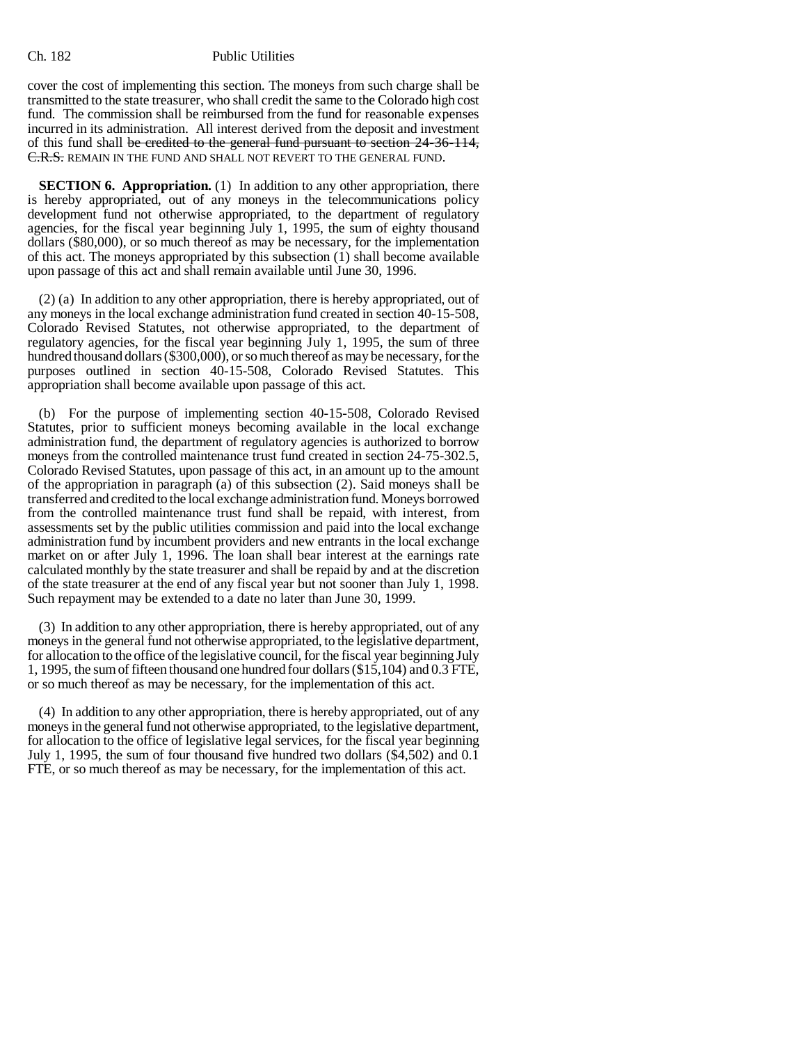cover the cost of implementing this section. The moneys from such charge shall be transmitted to the state treasurer, who shall credit the same to the Colorado high cost fund. The commission shall be reimbursed from the fund for reasonable expenses incurred in its administration. All interest derived from the deposit and investment of this fund shall ~~be credited to the general fund pursuant to section 24-36-114, C.R.S.~~ REMAIN IN THE FUND AND SHALL NOT REVERT TO THE GENERAL FUND.

**SECTION 6. Appropriation.** (1) In addition to any other appropriation, there is hereby appropriated, out of any moneys in the telecommunications policy development fund not otherwise appropriated, to the department of regulatory agencies, for the fiscal year beginning July 1, 1995, the sum of eighty thousand dollars ($80,000), or so much thereof as may be necessary, for the implementation of this act. The moneys appropriated by this subsection (1) shall become available upon passage of this act and shall remain available until June 30, 1996.

(2) (a) In addition to any other appropriation, there is hereby appropriated, out of any moneys in the local exchange administration fund created in section 40-15-508, Colorado Revised Statutes, not otherwise appropriated, to the department of regulatory agencies, for the fiscal year beginning July 1, 1995, the sum of three hundred thousand dollars ($300,000), or so much thereof as may be necessary, for the purposes outlined in section 40-15-508, Colorado Revised Statutes. This appropriation shall become available upon passage of this act.

(b) For the purpose of implementing section 40-15-508, Colorado Revised Statutes, prior to sufficient moneys becoming available in the local exchange administration fund, the department of regulatory agencies is authorized to borrow moneys from the controlled maintenance trust fund created in section 24-75-302.5, Colorado Revised Statutes, upon passage of this act, in an amount up to the amount of the appropriation in paragraph (a) of this subsection (2). Said moneys shall be transferred and credited to the local exchange administration fund. Moneys borrowed from the controlled maintenance trust fund shall be repaid, with interest, from assessments set by the public utilities commission and paid into the local exchange administration fund by incumbent providers and new entrants in the local exchange market on or after July 1, 1996. The loan shall bear interest at the earnings rate calculated monthly by the state treasurer and shall be repaid by and at the discretion of the state treasurer at the end of any fiscal year but not sooner than July 1, 1998. Such repayment may be extended to a date no later than June 30, 1999.

(3) In addition to any other appropriation, there is hereby appropriated, out of any moneys in the general fund not otherwise appropriated, to the legislative department, for allocation to the office of the legislative council, for the fiscal year beginning July 1, 1995, the sum of fifteen thousand one hundred four dollars ($15,104) and 0.3 FTE, or so much thereof as may be necessary, for the implementation of this act.

(4) In addition to any other appropriation, there is hereby appropriated, out of any moneys in the general fund not otherwise appropriated, to the legislative department, for allocation to the office of legislative legal services, for the fiscal year beginning July 1, 1995, the sum of four thousand five hundred two dollars ($4,502) and 0.1 FTE, or so much thereof as may be necessary, for the implementation of this act.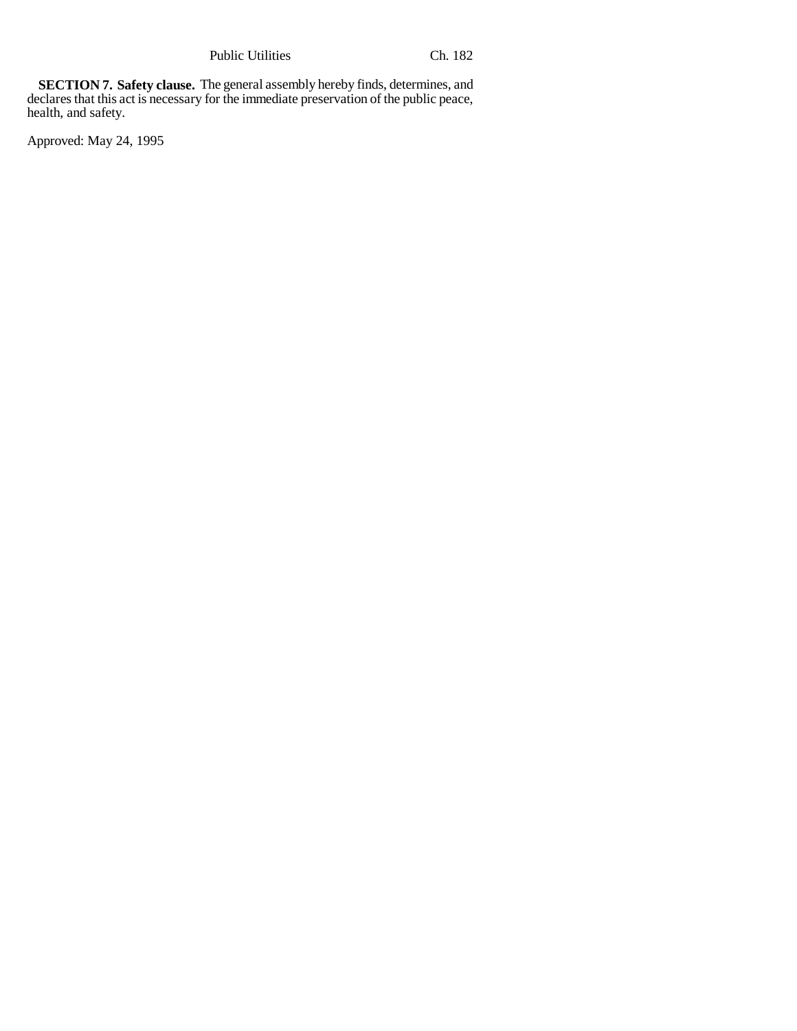**SECTION 7. Safety clause.** The general assembly hereby finds, determines, and declares that this act is necessary for the immediate preservation of the public peace, health, and safety.

Approved: May 24, 1995